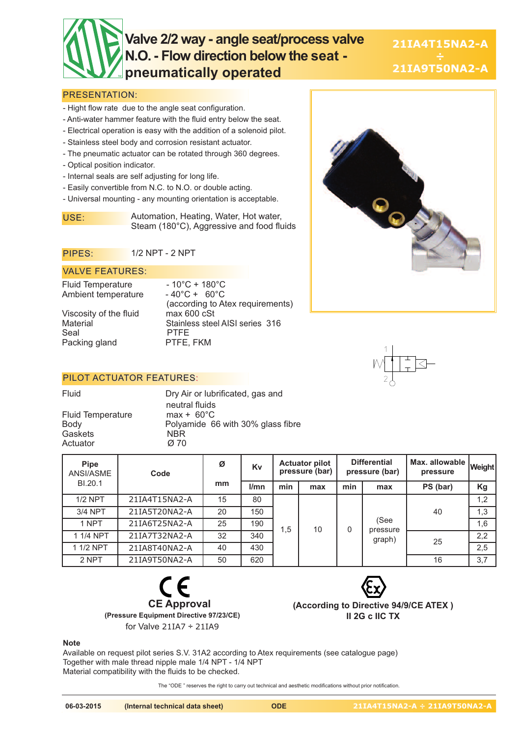# Valve 2/2 way - angle seat/process valve N.O. - Flow direction below the seat - pneumatically operated

**21IA4T15NA2-A ÷ 21IA9T50NA2-A**

## PRESENTATION:

- Hight flow rate due to the angle seat configuration.
- Anti-water hammer feature with the fluid entry below the seat.
- Electrical operation is easy with the addition of a solenoid pilot.
- Stainless steel body and corrosion resistant actuator.
- The pneumatic actuator can be rotated through 360 degrees.
- Optical position indicator.
- Internal seals are self adjusting for long life.
- Easily convertible from N.C. to N.O. or double acting.
- Universal mounting - any mounting orientation is acceptable.

**USE:** Automation, Heating, Water, Hot water, Steam (180°C), Aggressive and food fluids

**PIPES:** 1/2 NPT - 2 NPT

## VALVE FEATURES:

| | |
|---|---|
| Fluid Temperature | - 10°C + 180°C |
| Ambient temperature | - 40°C + 60°C (according to Atex requirements) |
| Viscosity of the fluid | max 600 cSt |
| Material | Stainless steel AISI series 316 |
| Seal | PTFE |
| Packing gland | PTFE, FKM |

## PILOT ACTUATOR FEATURES:

| | |
|---|---|
| Fluid | Dry Air or lubrificated, gas and neutral fluids |
| Fluid Temperature | max + 60°C |
| Body | Polyamide 66 with 30% glass fibre |
| Gaskets | NBR |
| Actuator | Ø 70 |

| Pipe ANSI/ASME BI.20.1 | Code | Ø | Kv | Actuator pilot pressure (bar) | | Differential pressure (bar) | | Max. allowable pressure | Weight |
|---|---|---|---|---|---|---|---|---|---|
| | | mm | l/mn | min | max | min | max | PS (bar) | Kg |
| 1/2 NPT | 21IA4T15NA2-A | 15 | 80 | 1,5 | 10 | 0 | (See pressure graph) | 40 | 1,2 |
| 3/4 NPT | 21IA5T20NA2-A | 20 | 150 | 1,5 | 10 | 0 | (See pressure graph) | 40 | 1,3 |
| 1 NPT | 21IA6T25NA2-A | 25 | 190 | 1,5 | 10 | 0 | (See pressure graph) | 40 | 1,6 |
| 1 1/4 NPT | 21IA7T32NA2-A | 32 | 340 | 1,5 | 10 | 0 | (See pressure graph) | 25 | 2,2 |
| 1 1/2 NPT | 21IA8T40NA2-A | 40 | 430 | 1,5 | 10 | 0 | (See pressure graph) | 25 | 2,5 |
| 2 NPT | 21IA9T50NA2-A | 50 | 620 | 1,5 | 10 | 0 | (See pressure graph) | 16 | 3,7 |

**CE Approval**
**(Pressure Equipment Directive 97/23/CE)**
for Valve 21IA7 ÷ 21IA9

**(According to Directive 94/9/CE ATEX )**
**II 2G c IIC TX**

**Note**
Available on request pilot series S.V. 31A2 according to Atex requirements (see catalogue page)
Together with male thread nipple male 1/4 NPT - 1/4 NPT
Material compatibility with the fluids to be checked.

The "ODE " reserves the right to carry out technical and aesthetic modifications without prior notification.

06-03-2015 **(Internal technical data sheet)** ODE 21IA4T15NA2-A ÷ 21IA9T50NA2-A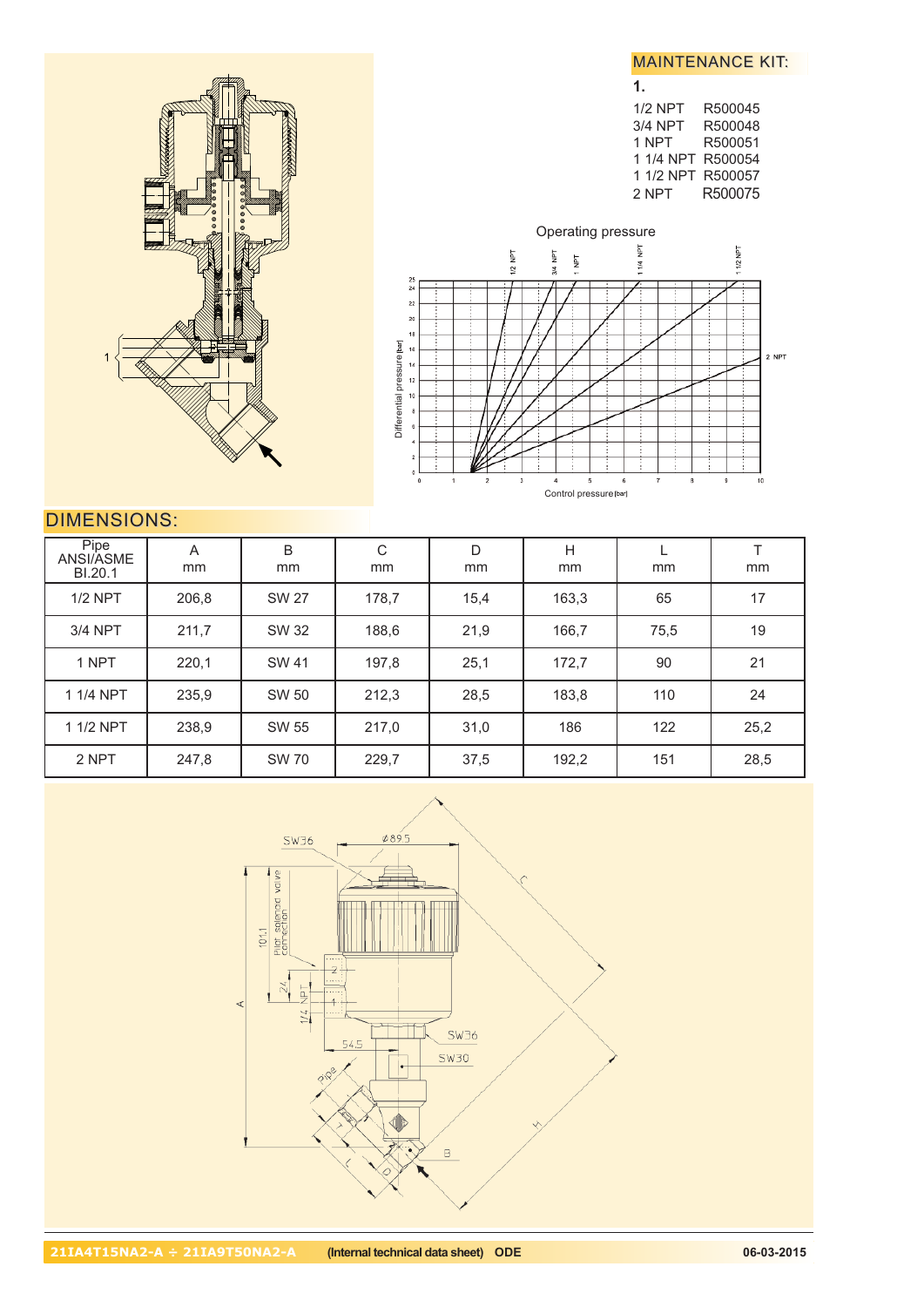## MAINTENANCE KIT:

**1.**

1/2 NPT R500045
3/4 NPT R500048
1 NPT R500051
1 1/4 NPT R500054
1 1/2 NPT R500057
2 NPT R500075

Operating pressure

1/2 NPT
3/4 NPT
1 NPT
1 1/4 NPT
1 1/2 NPT
2 NPT

Differential pressure [bar]

Control pressure [bar]

## DIMENSIONS:

| Pipe ANSI/ASME BI.20.1 | A mm | B mm | C mm | D mm | H mm | L mm | T mm |
|---|---|---|---|---|---|---|---|
| 1/2 NPT | 206,8 | SW 27 | 178,7 | 15,4 | 163,3 | 65 | 17 |
| 3/4 NPT | 211,7 | SW 32 | 188,6 | 21,9 | 166,7 | 75,5 | 19 |
| 1 NPT | 220,1 | SW 41 | 197,8 | 25,1 | 172,7 | 90 | 21 |
| 1 1/4 NPT | 235,9 | SW 50 | 212,3 | 28,5 | 183,8 | 110 | 24 |
| 1 1/2 NPT | 238,9 | SW 55 | 217,0 | 31,0 | 186 | 122 | 25,2 |
| 2 NPT | 247,8 | SW 70 | 229,7 | 37,5 | 192,2 | 151 | 28,5 |

SW36
Ø89.5
Pilot solenoid valve connection
101.1
24
1/4 NPT
A
54.5
SW36
SW30
Pipe
C
H
L
T
D
B

21IA4T15NA2-A ÷ 21IA9T50NA2-A **(Internal technical data sheet)** **ODE** **06-03-2015**